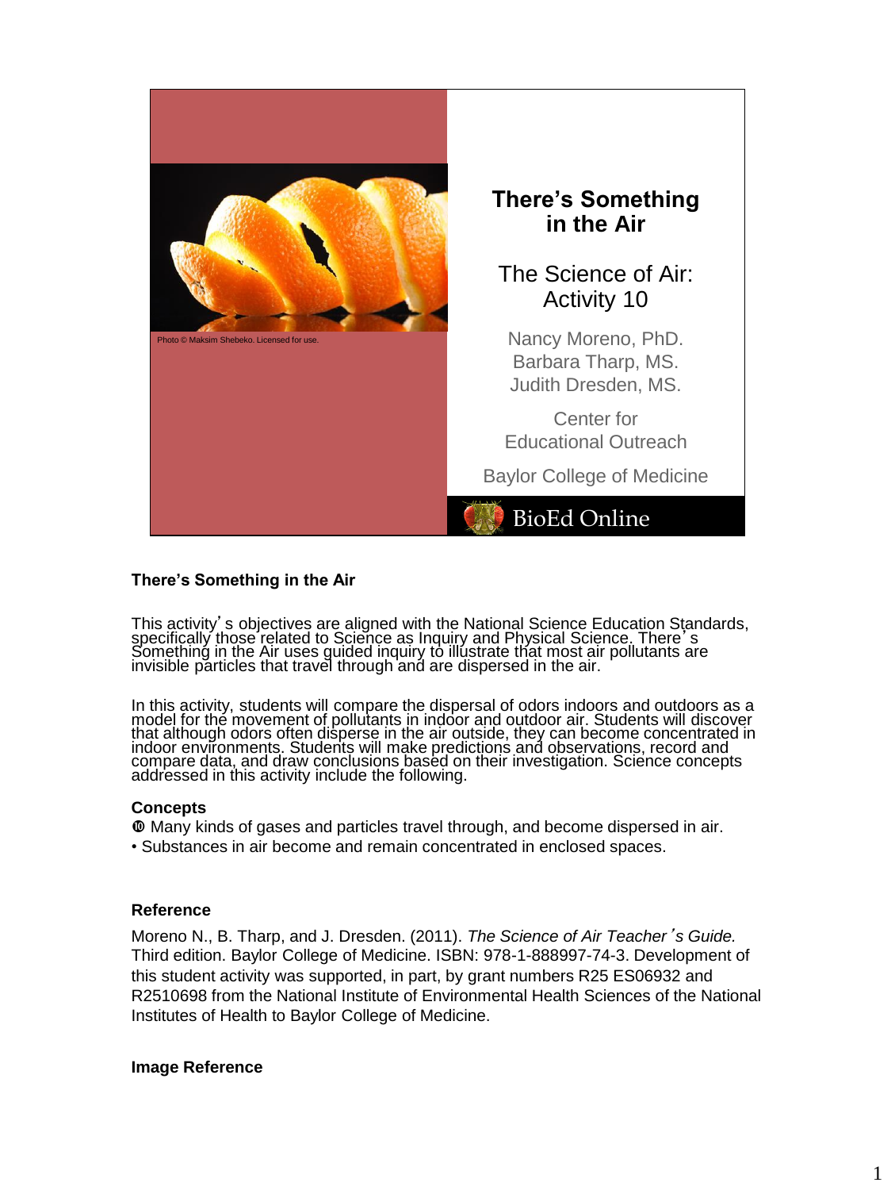There's Something in the Air

The Science of Air: Activity 10

Nancy Moreno, PhD.
Barbara Tharp, MS.
Judith Dresden, MS.

Center for Educational Outreach

Baylor College of Medicine

BioEd Online

Photo © Maksim Shebeko. Licensed for use.

### There's Something in the Air

This activity's objectives are aligned with the National Science Education Standards, specifically those related to Science as Inquiry and Physical Science. There's Something in the Air uses guided inquiry to illustrate that most air pollutants are invisible particles that travel through and are dispersed in the air.

In this activity, students will compare the dispersal of odors indoors and outdoors as a model for the movement of pollutants in indoor and outdoor air. Students will discover that although odors often disperse in the air outside, they can become concentrated in indoor environments. Students will make predictions and observations, record and compare data, and draw conclusions based on their investigation. Science concepts addressed in this activity include the following.

### Concepts

- Many kinds of gases and particles travel through, and become dispersed in air.
- Substances in air become and remain concentrated in enclosed spaces.

### Reference

Moreno N., B. Tharp, and J. Dresden. (2011). *The Science of Air Teacher's Guide.* Third edition. Baylor College of Medicine. ISBN: 978-1-888997-74-3. Development of this student activity was supported, in part, by grant numbers R25 ES06932 and R2510698 from the National Institute of Environmental Health Sciences of the National Institutes of Health to Baylor College of Medicine.

### Image Reference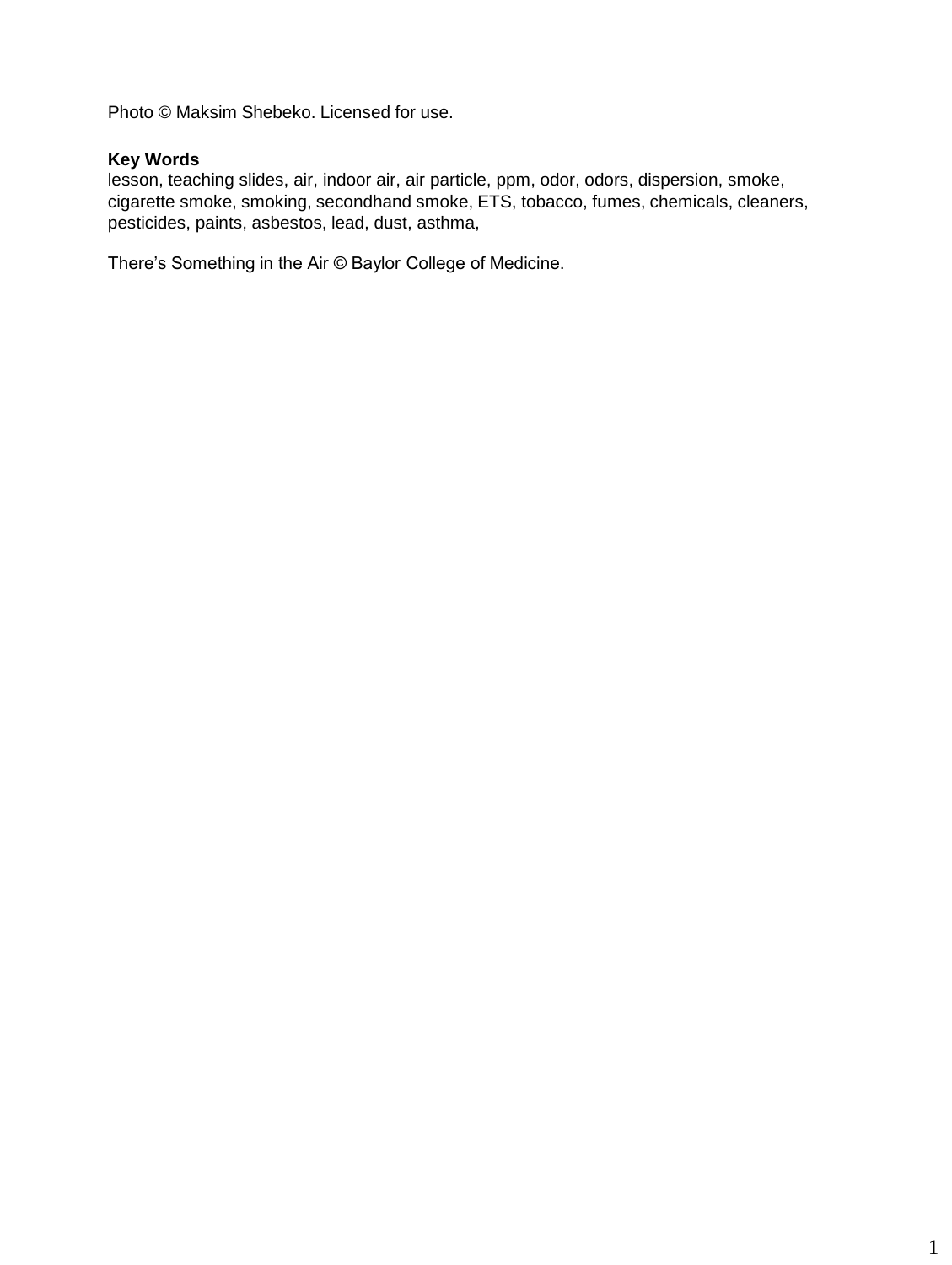Photo © Maksim Shebeko. Licensed for use.

**Key Words**
lesson, teaching slides, air, indoor air, air particle, ppm, odor, odors, dispersion, smoke, cigarette smoke, smoking, secondhand smoke, ETS, tobacco, fumes, chemicals, cleaners, pesticides, paints, asbestos, lead, dust, asthma,

There's Something in the Air © Baylor College of Medicine.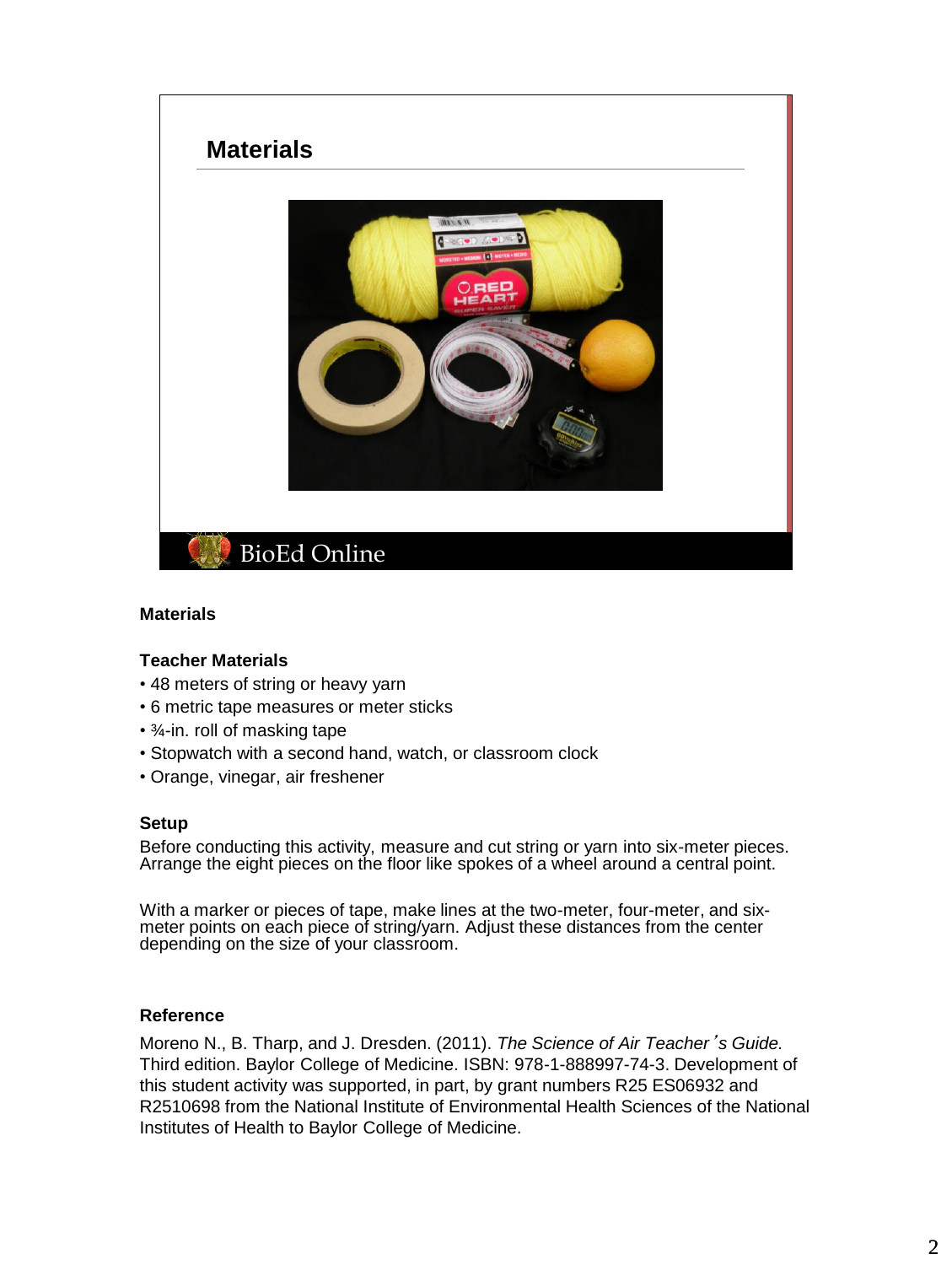## Materials

### Materials

**Teacher Materials**

- 48 meters of string or heavy yarn
- 6 metric tape measures or meter sticks
- ¾-in. roll of masking tape
- Stopwatch with a second hand, watch, or classroom clock
- Orange, vinegar, air freshener

**Setup**

Before conducting this activity, measure and cut string or yarn into six-meter pieces. Arrange the eight pieces on the floor like spokes of a wheel around a central point.

With a marker or pieces of tape, make lines at the two-meter, four-meter, and six-meter points on each piece of string/yarn. Adjust these distances from the center depending on the size of your classroom.

**Reference**

Moreno N., B. Tharp, and J. Dresden. (2011). *The Science of Air Teacher's Guide.* Third edition. Baylor College of Medicine. ISBN: 978-1-888997-74-3. Development of this student activity was supported, in part, by grant numbers R25 ES06932 and R2510698 from the National Institute of Environmental Health Sciences of the National Institutes of Health to Baylor College of Medicine.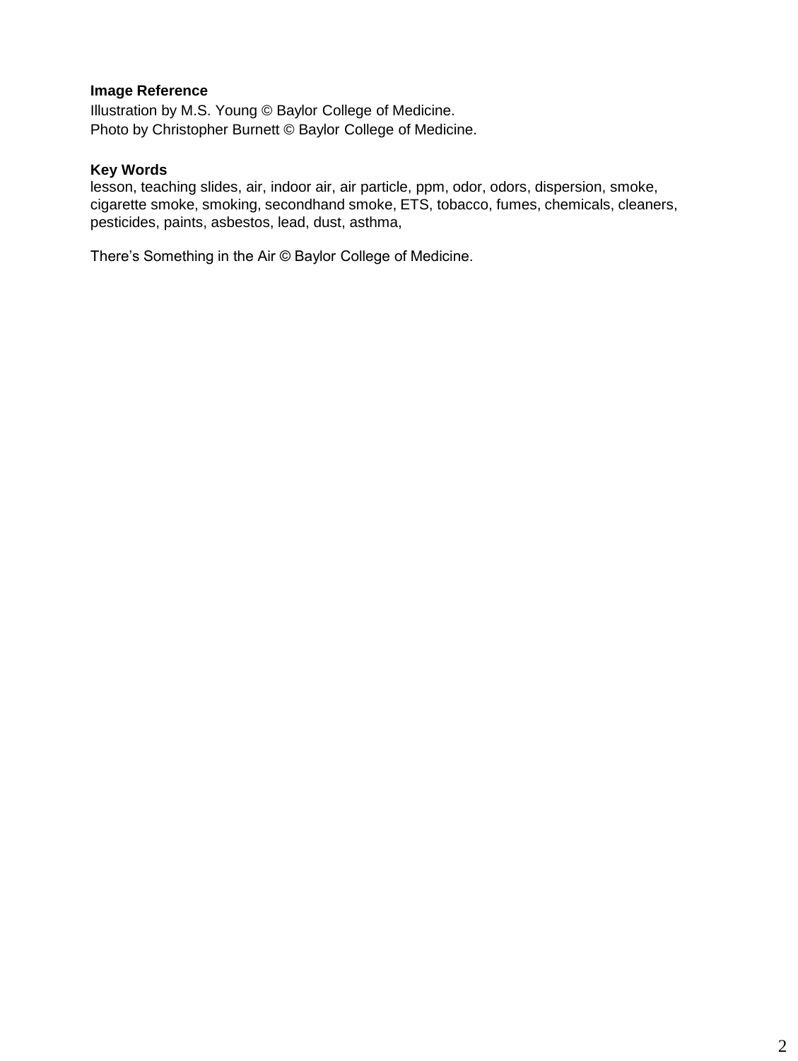**Image Reference**

Illustration by M.S. Young © Baylor College of Medicine.
Photo by Christopher Burnett © Baylor College of Medicine.

**Key Words**

lesson, teaching slides, air, indoor air, air particle, ppm, odor, odors, dispersion, smoke, cigarette smoke, smoking, secondhand smoke, ETS, tobacco, fumes, chemicals, cleaners, pesticides, paints, asbestos, lead, dust, asthma,

There's Something in the Air © Baylor College of Medicine.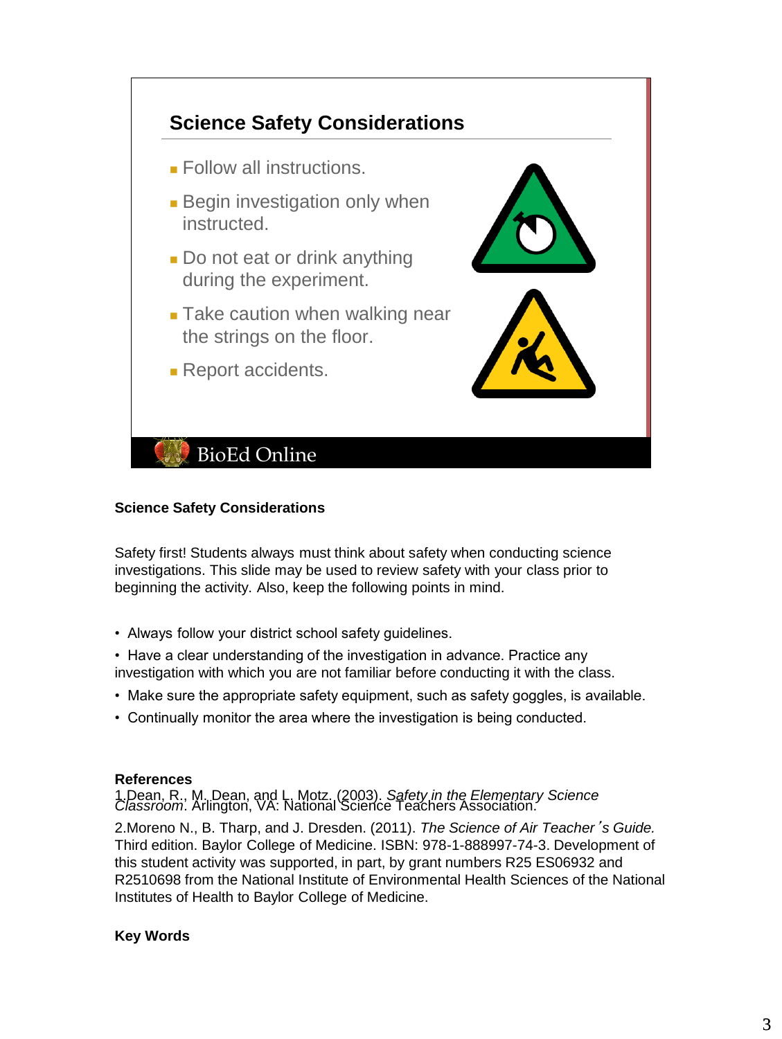## Science Safety Considerations

- Follow all instructions.
- Begin investigation only when instructed.
- Do not eat or drink anything during the experiment.
- Take caution when walking near the strings on the floor.
- Report accidents.

BioEd Online

**Science Safety Considerations**

Safety first! Students always must think about safety when conducting science investigations. This slide may be used to review safety with your class prior to beginning the activity. Also, keep the following points in mind.

- Always follow your district school safety guidelines.
- Have a clear understanding of the investigation in advance. Practice any investigation with which you are not familiar before conducting it with the class.
- Make sure the appropriate safety equipment, such as safety goggles, is available.
- Continually monitor the area where the investigation is being conducted.

**References**

1. Dean, R., M. Dean, and L. Motz. (2003). *Safety in the Elementary Science Classroom*. Arlington, VA: National Science Teachers Association.
2. Moreno N., B. Tharp, and J. Dresden. (2011). *The Science of Air Teacher's Guide.* Third edition. Baylor College of Medicine. ISBN: 978-1-888997-74-3. Development of this student activity was supported, in part, by grant numbers R25 ES06932 and R2510698 from the National Institute of Environmental Health Sciences of the National Institutes of Health to Baylor College of Medicine.

**Key Words**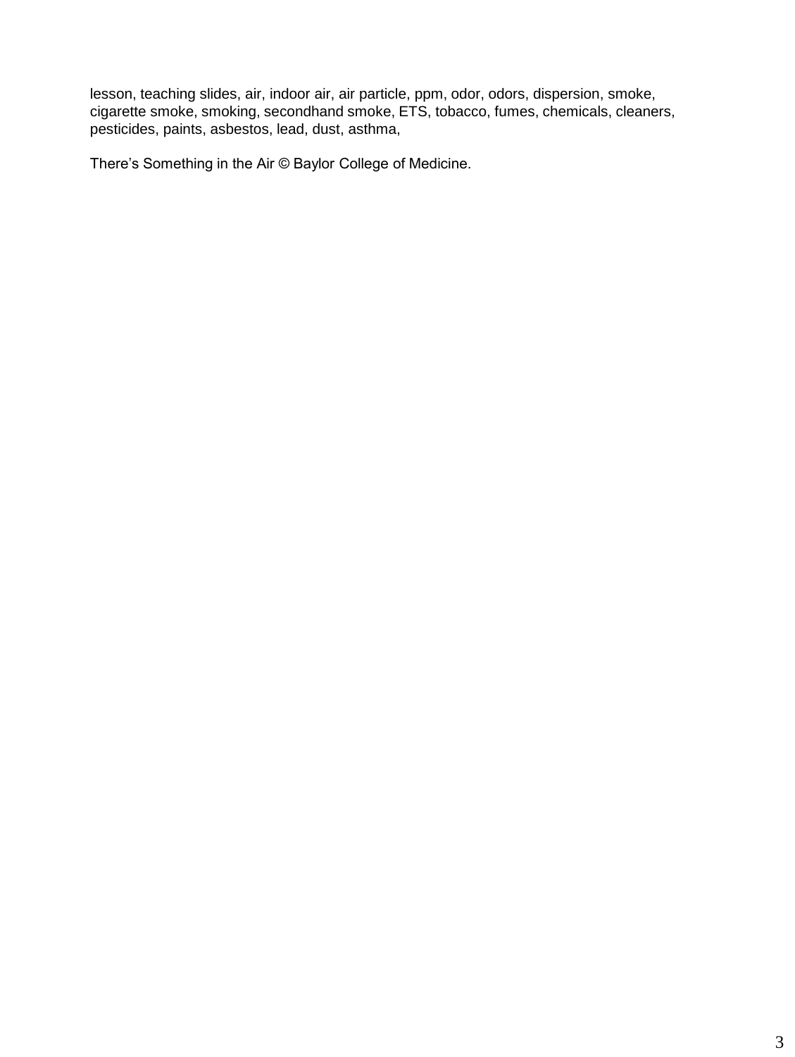lesson, teaching slides, air, indoor air, air particle, ppm, odor, odors, dispersion, smoke, cigarette smoke, smoking, secondhand smoke, ETS, tobacco, fumes, chemicals, cleaners, pesticides, paints, asbestos, lead, dust, asthma,

There’s Something in the Air © Baylor College of Medicine.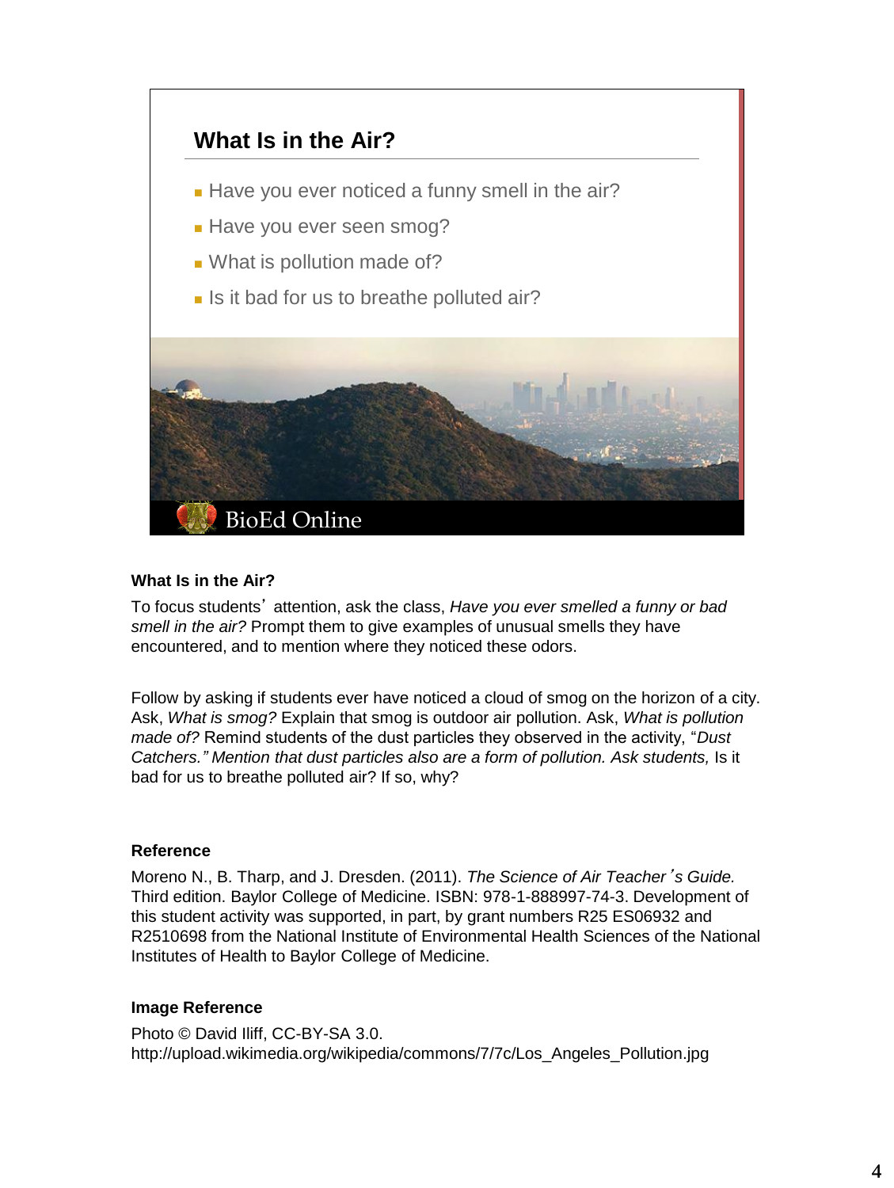## What Is in the Air?

- Have you ever noticed a funny smell in the air?
- Have you ever seen smog?
- What is pollution made of?
- Is it bad for us to breathe polluted air?

BioEd Online

**What Is in the Air?**

To focus students' attention, ask the class, *Have you ever smelled a funny or bad smell in the air?* Prompt them to give examples of unusual smells they have encountered, and to mention where they noticed these odors.

Follow by asking if students ever have noticed a cloud of smog on the horizon of a city. Ask, *What is smog?* Explain that smog is outdoor air pollution. Ask, *What is pollution made of?* Remind students of the dust particles they observed in the activity, "*Dust Catchers." Mention that dust particles also are a form of pollution. Ask students,* Is it bad for us to breathe polluted air? If so, why?

**Reference**

Moreno N., B. Tharp, and J. Dresden. (2011). *The Science of Air Teacher's Guide.* Third edition. Baylor College of Medicine. ISBN: 978-1-888997-74-3. Development of this student activity was supported, in part, by grant numbers R25 ES06932 and R2510698 from the National Institute of Environmental Health Sciences of the National Institutes of Health to Baylor College of Medicine.

**Image Reference**

Photo © David Iliff, CC-BY-SA 3.0.
http://upload.wikimedia.org/wikipedia/commons/7/7c/Los_Angeles_Pollution.jpg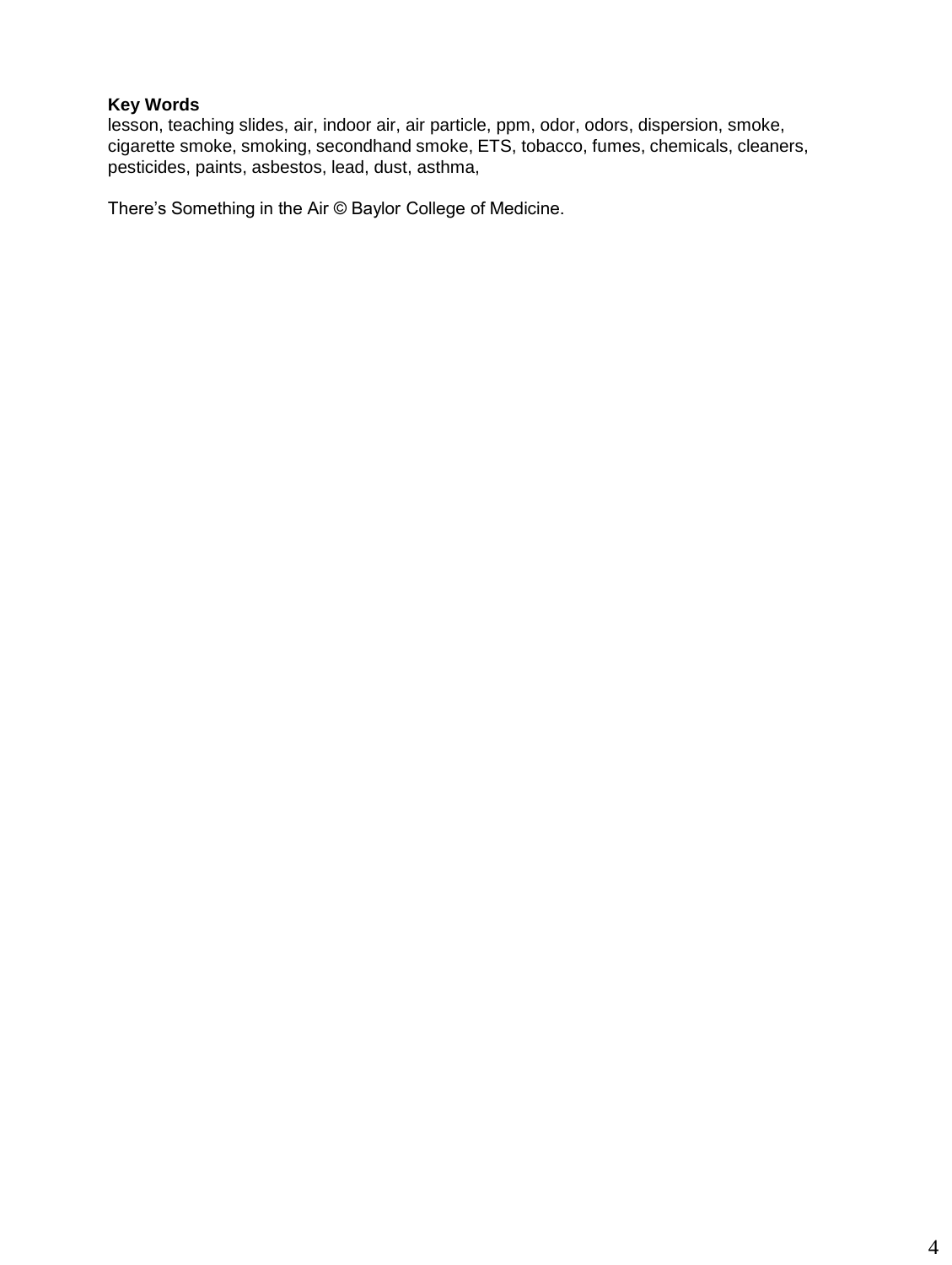**Key Words**

lesson, teaching slides, air, indoor air, air particle, ppm, odor, odors, dispersion, smoke, cigarette smoke, smoking, secondhand smoke, ETS, tobacco, fumes, chemicals, cleaners, pesticides, paints, asbestos, lead, dust, asthma,

There's Something in the Air © Baylor College of Medicine.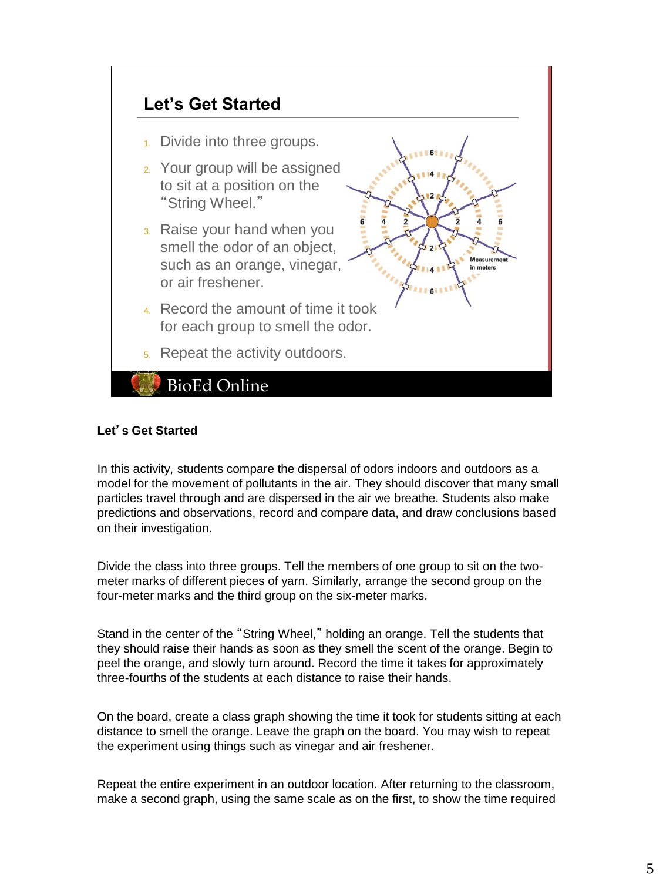## Let's Get Started

1. Divide into three groups.
2. Your group will be assigned to sit at a position on the "String Wheel."
3. Raise your hand when you smell the odor of an object, such as an orange, vinegar, or air freshener.
4. Record the amount of time it took for each group to smell the odor.
5. Repeat the activity outdoors.

BioEd Online

**Let's Get Started**

In this activity, students compare the dispersal of odors indoors and outdoors as a model for the movement of pollutants in the air. They should discover that many small particles travel through and are dispersed in the air we breathe. Students also make predictions and observations, record and compare data, and draw conclusions based on their investigation.

Divide the class into three groups. Tell the members of one group to sit on the two-meter marks of different pieces of yarn. Similarly, arrange the second group on the four-meter marks and the third group on the six-meter marks.

Stand in the center of the "String Wheel," holding an orange. Tell the students that they should raise their hands as soon as they smell the scent of the orange. Begin to peel the orange, and slowly turn around. Record the time it takes for approximately three-fourths of the students at each distance to raise their hands.

On the board, create a class graph showing the time it took for students sitting at each distance to smell the orange. Leave the graph on the board. You may wish to repeat the experiment using things such as vinegar and air freshener.

Repeat the entire experiment in an outdoor location. After returning to the classroom, make a second graph, using the same scale as on the first, to show the time required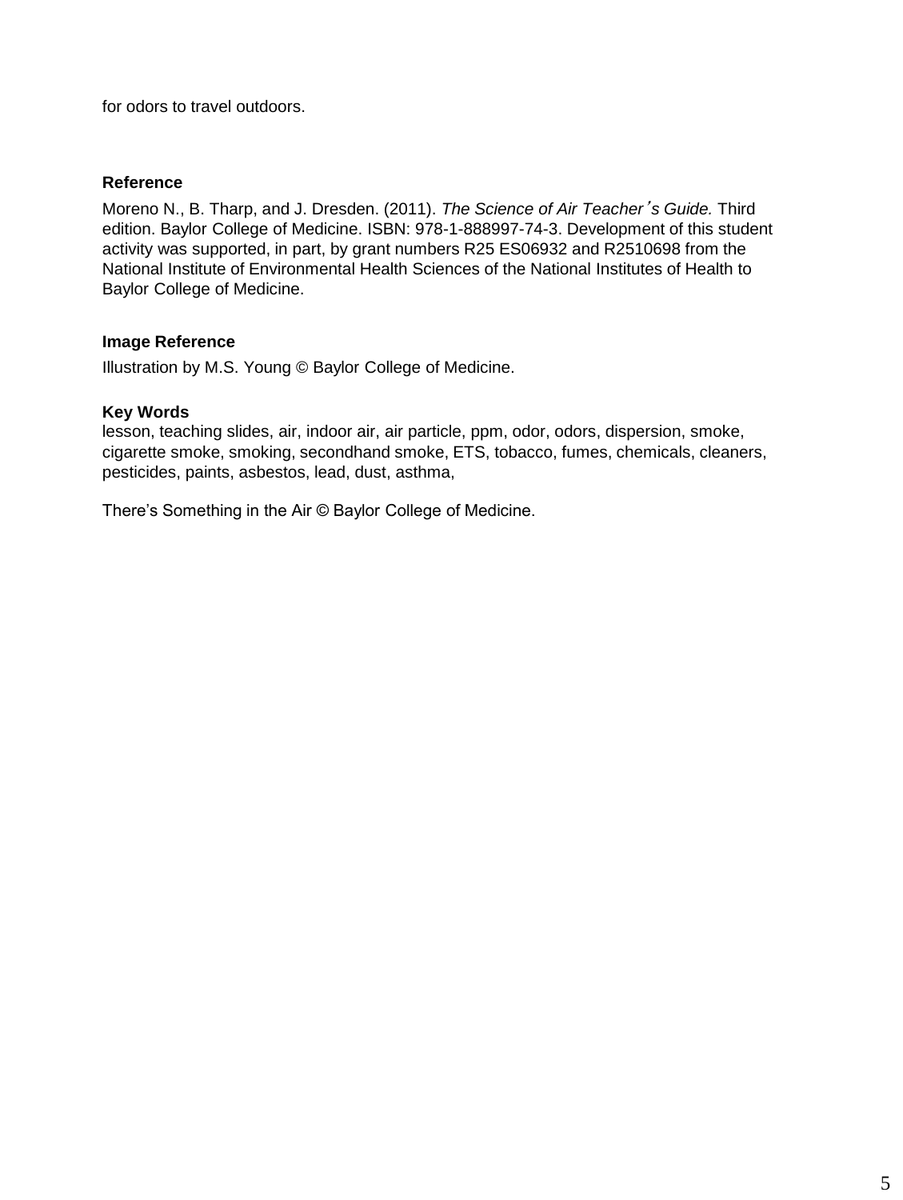for odors to travel outdoors.

**Reference**

Moreno N., B. Tharp, and J. Dresden. (2011). *The Science of Air Teacher's Guide.* Third edition. Baylor College of Medicine. ISBN: 978-1-888997-74-3. Development of this student activity was supported, in part, by grant numbers R25 ES06932 and R2510698 from the National Institute of Environmental Health Sciences of the National Institutes of Health to Baylor College of Medicine.

**Image Reference**

Illustration by M.S. Young © Baylor College of Medicine.

**Key Words**

lesson, teaching slides, air, indoor air, air particle, ppm, odor, odors, dispersion, smoke, cigarette smoke, smoking, secondhand smoke, ETS, tobacco, fumes, chemicals, cleaners, pesticides, paints, asbestos, lead, dust, asthma,

There's Something in the Air © Baylor College of Medicine.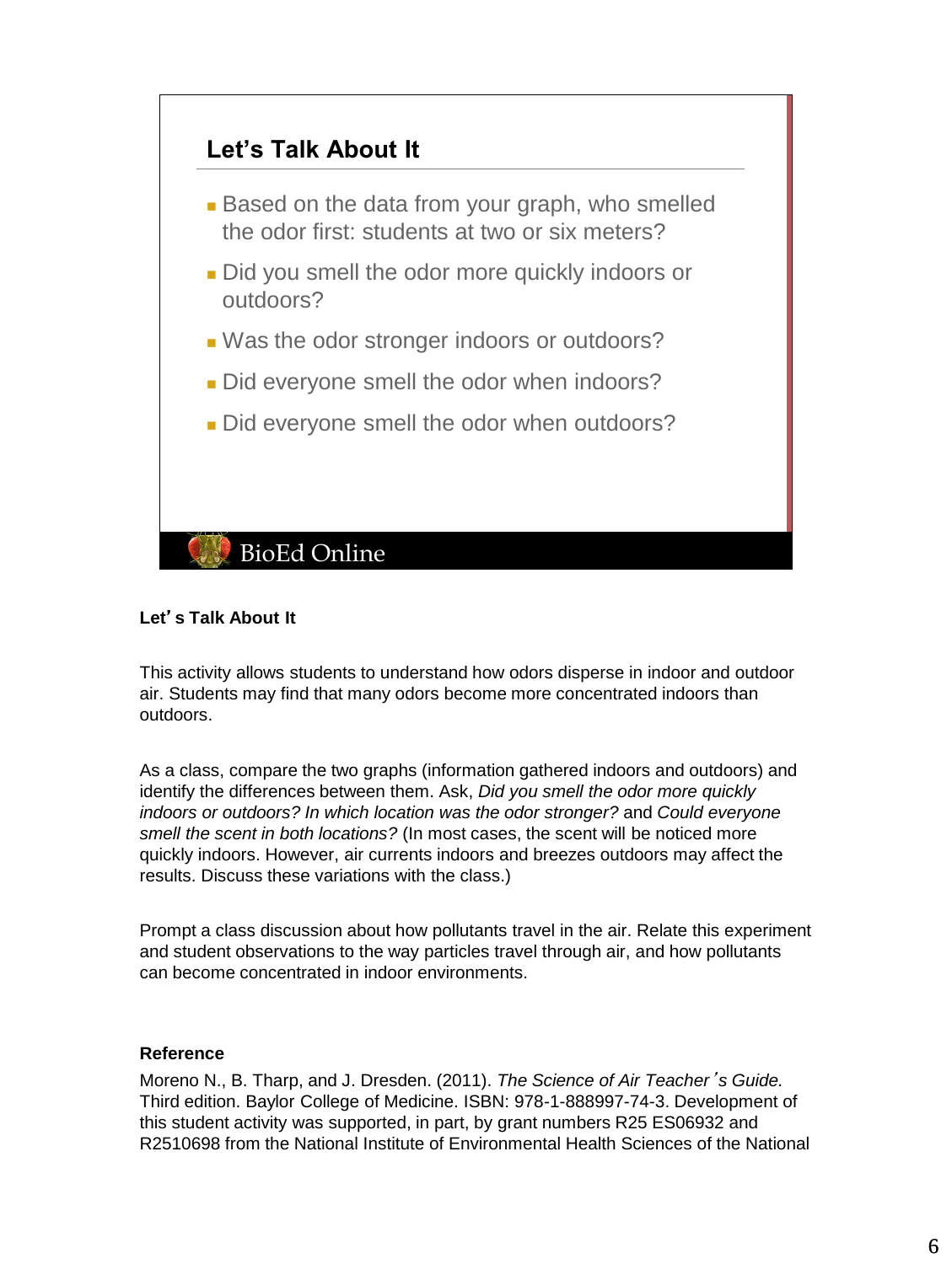## Let's Talk About It

- Based on the data from your graph, who smelled the odor first: students at two or six meters?
- Did you smell the odor more quickly indoors or outdoors?
- Was the odor stronger indoors or outdoors?
- Did everyone smell the odor when indoors?
- Did everyone smell the odor when outdoors?

BioEd Online

**Let's Talk About It**

This activity allows students to understand how odors disperse in indoor and outdoor air. Students may find that many odors become more concentrated indoors than outdoors.

As a class, compare the two graphs (information gathered indoors and outdoors) and identify the differences between them. Ask, *Did you smell the odor more quickly indoors or outdoors? In which location was the odor stronger?* and *Could everyone smell the scent in both locations?* (In most cases, the scent will be noticed more quickly indoors. However, air currents indoors and breezes outdoors may affect the results. Discuss these variations with the class.)

Prompt a class discussion about how pollutants travel in the air. Relate this experiment and student observations to the way particles travel through air, and how pollutants can become concentrated in indoor environments.

**Reference**

Moreno N., B. Tharp, and J. Dresden. (2011). *The Science of Air Teacher's Guide.* Third edition. Baylor College of Medicine. ISBN: 978-1-888997-74-3. Development of this student activity was supported, in part, by grant numbers R25 ES06932 and R2510698 from the National Institute of Environmental Health Sciences of the National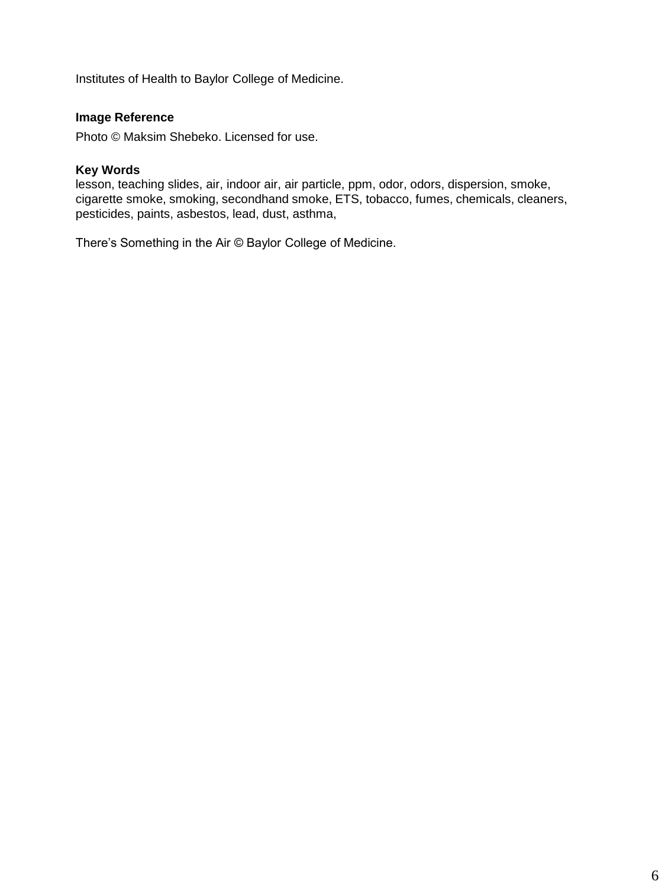Institutes of Health to Baylor College of Medicine.

**Image Reference**

Photo © Maksim Shebeko. Licensed for use.

**Key Words**

lesson, teaching slides, air, indoor air, air particle, ppm, odor, odors, dispersion, smoke, cigarette smoke, smoking, secondhand smoke, ETS, tobacco, fumes, chemicals, cleaners, pesticides, paints, asbestos, lead, dust, asthma,

There's Something in the Air © Baylor College of Medicine.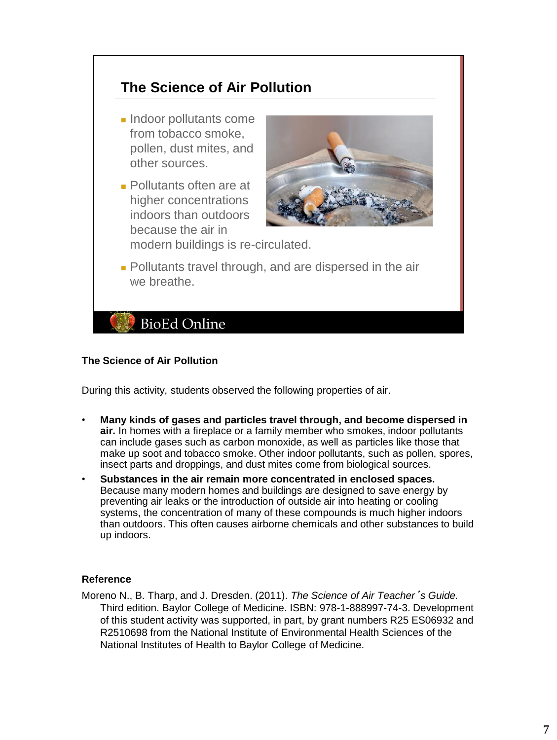## The Science of Air Pollution

- Indoor pollutants come from tobacco smoke, pollen, dust mites, and other sources.
- Pollutants often are at higher concentrations indoors than outdoors because the air in modern buildings is re-circulated.
- Pollutants travel through, and are dispersed in the air we breathe.

BioEd Online

**The Science of Air Pollution**

During this activity, students observed the following properties of air.

- **Many kinds of gases and particles travel through, and become dispersed in air.** In homes with a fireplace or a family member who smokes, indoor pollutants can include gases such as carbon monoxide, as well as particles like those that make up soot and tobacco smoke. Other indoor pollutants, such as pollen, spores, insect parts and droppings, and dust mites come from biological sources.
- **Substances in the air remain more concentrated in enclosed spaces.** Because many modern homes and buildings are designed to save energy by preventing air leaks or the introduction of outside air into heating or cooling systems, the concentration of many of these compounds is much higher indoors than outdoors. This often causes airborne chemicals and other substances to build up indoors.

**Reference**

Moreno N., B. Tharp, and J. Dresden. (2011). *The Science of Air Teacher's Guide.* Third edition. Baylor College of Medicine. ISBN: 978-1-888997-74-3. Development of this student activity was supported, in part, by grant numbers R25 ES06932 and R2510698 from the National Institute of Environmental Health Sciences of the National Institutes of Health to Baylor College of Medicine.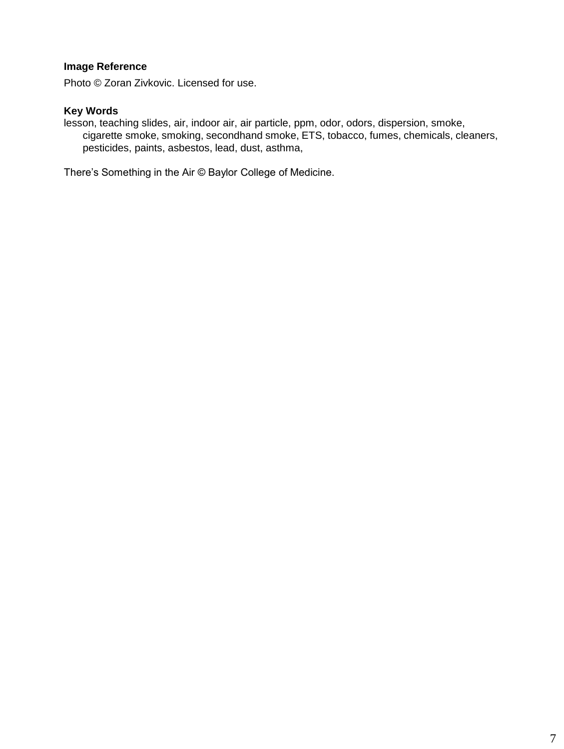**Image Reference**

Photo © Zoran Zivkovic. Licensed for use.

**Key Words**

lesson, teaching slides, air, indoor air, air particle, ppm, odor, odors, dispersion, smoke, cigarette smoke, smoking, secondhand smoke, ETS, tobacco, fumes, chemicals, cleaners, pesticides, paints, asbestos, lead, dust, asthma,

There's Something in the Air © Baylor College of Medicine.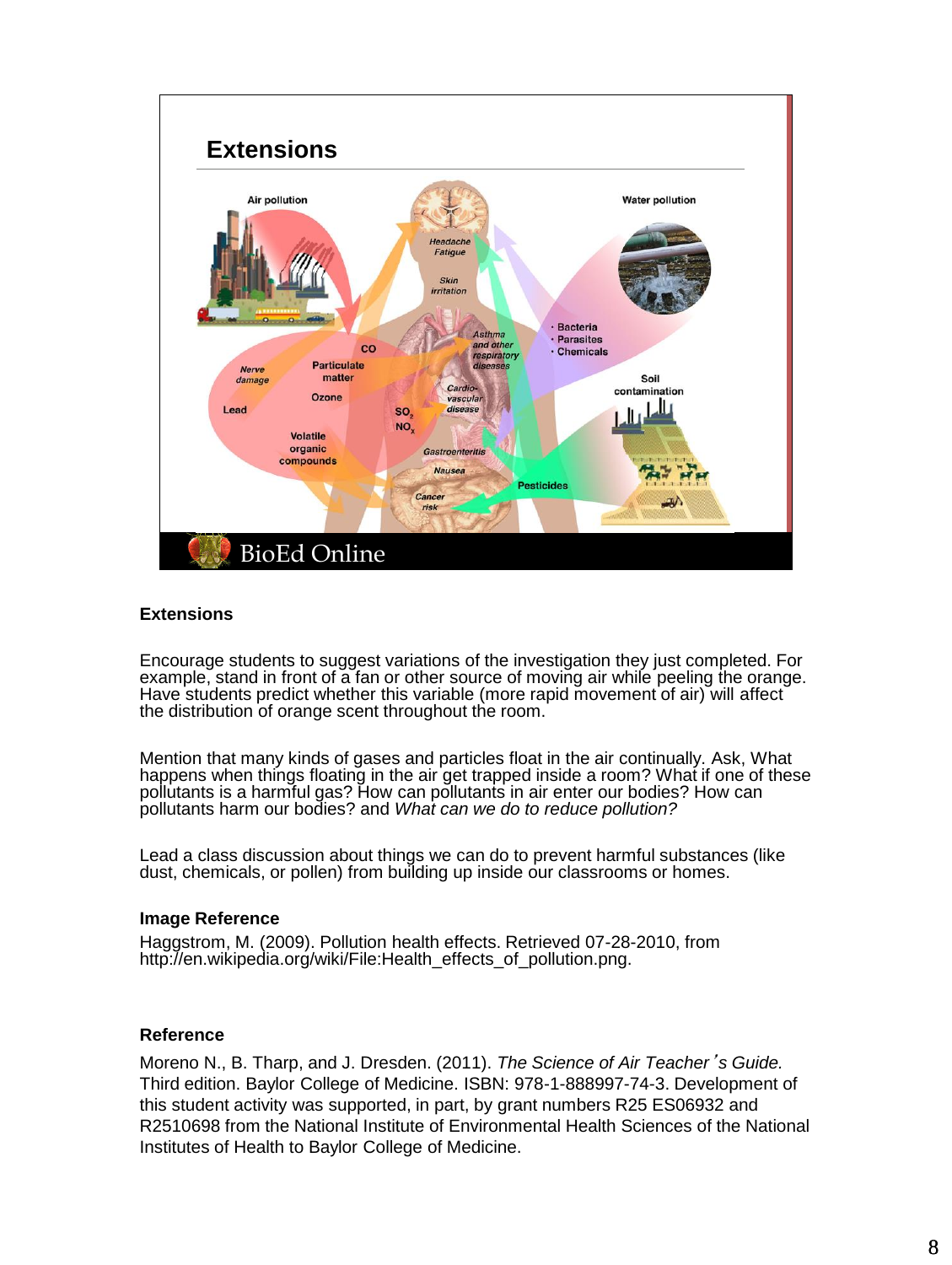## Extensions

Encourage students to suggest variations of the investigation they just completed. For example, stand in front of a fan or other source of moving air while peeling the orange. Have students predict whether this variable (more rapid movement of air) will affect the distribution of orange scent throughout the room.

Mention that many kinds of gases and particles float in the air continually. Ask, What happens when things floating in the air get trapped inside a room? What if one of these pollutants is a harmful gas? How can pollutants in air enter our bodies? How can pollutants harm our bodies? and *What can we do to reduce pollution?*

Lead a class discussion about things we can do to prevent harmful substances (like dust, chemicals, or pollen) from building up inside our classrooms or homes.

### Image Reference

Haggstrom, M. (2009). Pollution health effects. Retrieved 07-28-2010, from http://en.wikipedia.org/wiki/File:Health_effects_of_pollution.png.

### Reference

Moreno N., B. Tharp, and J. Dresden. (2011). *The Science of Air Teacher's Guide.* Third edition. Baylor College of Medicine. ISBN: 978-1-888997-74-3. Development of this student activity was supported, in part, by grant numbers R25 ES06932 and R2510698 from the National Institute of Environmental Health Sciences of the National Institutes of Health to Baylor College of Medicine.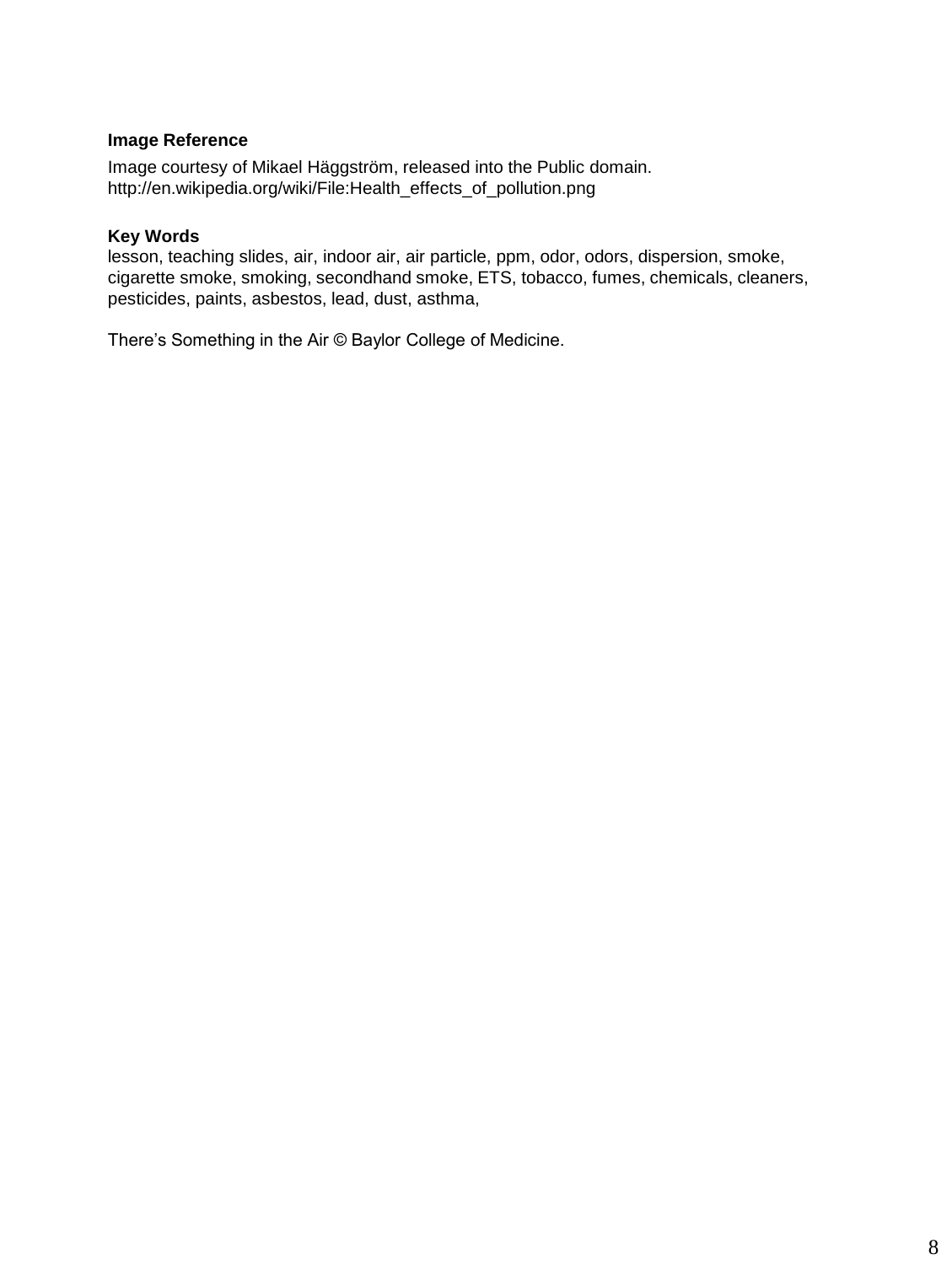**Image Reference**

Image courtesy of Mikael Häggström, released into the Public domain.
http://en.wikipedia.org/wiki/File:Health_effects_of_pollution.png

**Key Words**

lesson, teaching slides, air, indoor air, air particle, ppm, odor, odors, dispersion, smoke, cigarette smoke, smoking, secondhand smoke, ETS, tobacco, fumes, chemicals, cleaners, pesticides, paints, asbestos, lead, dust, asthma,

There's Something in the Air © Baylor College of Medicine.